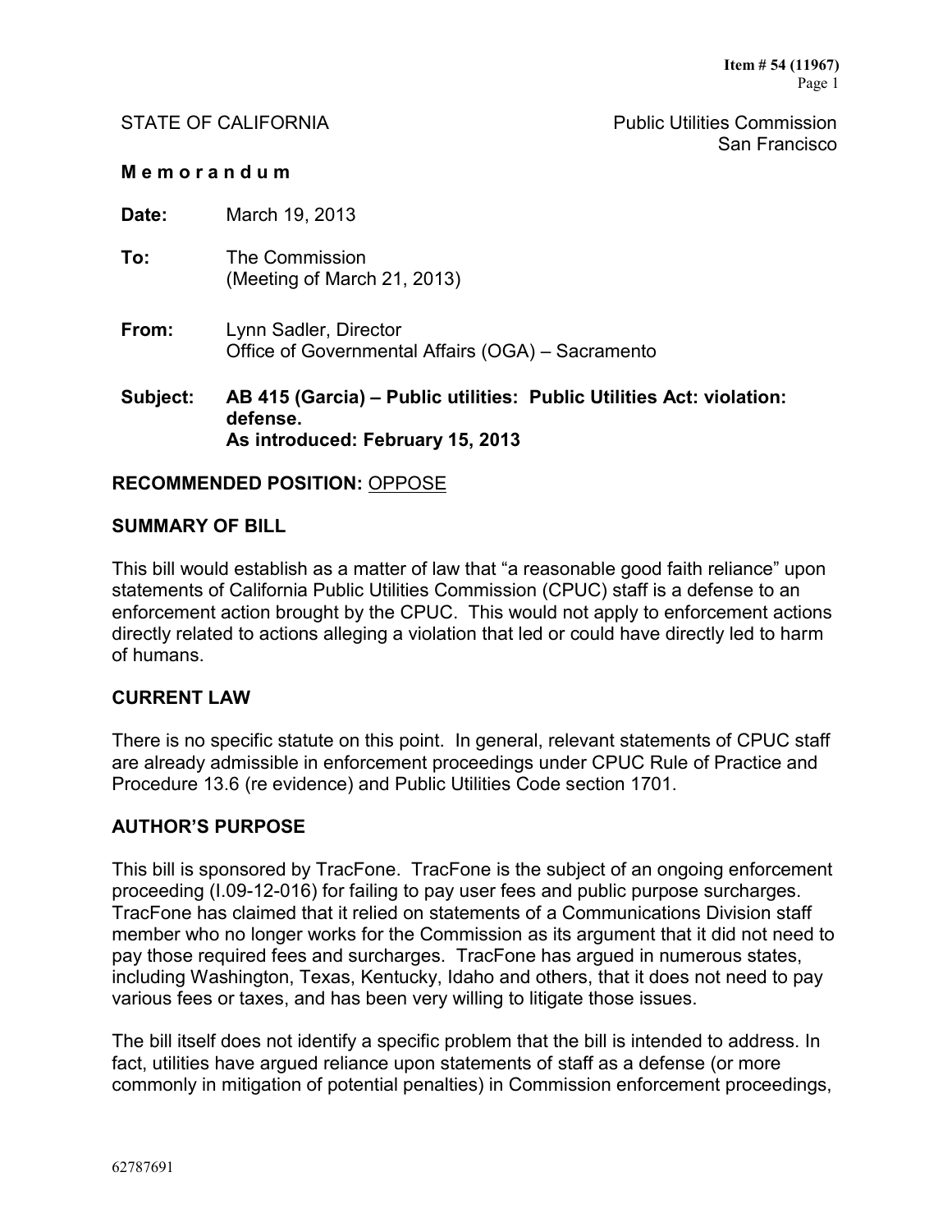STATE OF CALIFORNIA — Public Utilities Commission, San Francisco

**M e m o r a n d u m**

**Date:** March 19, 2013

**To:** The Commission
(Meeting of March 21, 2013)

**From:** Lynn Sadler, Director
Office of Governmental Affairs (OGA) – Sacramento

**Subject:** **AB 415 (Garcia) – Public utilities: Public Utilities Act: violation: defense.**
**As introduced: February 15, 2013**

## RECOMMENDED POSITION: OPPOSE

## SUMMARY OF BILL

This bill would establish as a matter of law that "a reasonable good faith reliance" upon statements of California Public Utilities Commission (CPUC) staff is a defense to an enforcement action brought by the CPUC. This would not apply to enforcement actions directly related to actions alleging a violation that led or could have directly led to harm of humans.

## CURRENT LAW

There is no specific statute on this point. In general, relevant statements of CPUC staff are already admissible in enforcement proceedings under CPUC Rule of Practice and Procedure 13.6 (re evidence) and Public Utilities Code section 1701.

## AUTHOR'S PURPOSE

This bill is sponsored by TracFone. TracFone is the subject of an ongoing enforcement proceeding (I.09-12-016) for failing to pay user fees and public purpose surcharges. TracFone has claimed that it relied on statements of a Communications Division staff member who no longer works for the Commission as its argument that it did not need to pay those required fees and surcharges. TracFone has argued in numerous states, including Washington, Texas, Kentucky, Idaho and others, that it does not need to pay various fees or taxes, and has been very willing to litigate those issues.

The bill itself does not identify a specific problem that the bill is intended to address. In fact, utilities have argued reliance upon statements of staff as a defense (or more commonly in mitigation of potential penalties) in Commission enforcement proceedings,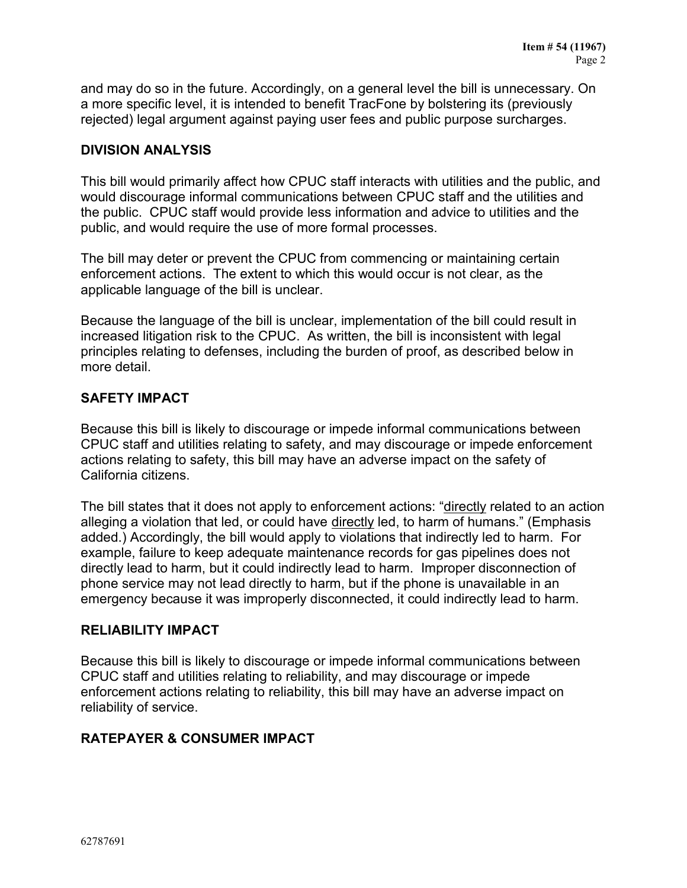and may do so in the future. Accordingly, on a general level the bill is unnecessary. On a more specific level, it is intended to benefit TracFone by bolstering its (previously rejected) legal argument against paying user fees and public purpose surcharges.

## DIVISION ANALYSIS

This bill would primarily affect how CPUC staff interacts with utilities and the public, and would discourage informal communications between CPUC staff and the utilities and the public. CPUC staff would provide less information and advice to utilities and the public, and would require the use of more formal processes.

The bill may deter or prevent the CPUC from commencing or maintaining certain enforcement actions. The extent to which this would occur is not clear, as the applicable language of the bill is unclear.

Because the language of the bill is unclear, implementation of the bill could result in increased litigation risk to the CPUC. As written, the bill is inconsistent with legal principles relating to defenses, including the burden of proof, as described below in more detail.

## SAFETY IMPACT

Because this bill is likely to discourage or impede informal communications between CPUC staff and utilities relating to safety, and may discourage or impede enforcement actions relating to safety, this bill may have an adverse impact on the safety of California citizens.

The bill states that it does not apply to enforcement actions: "directly related to an action alleging a violation that led, or could have directly led, to harm of humans." (Emphasis added.) Accordingly, the bill would apply to violations that indirectly led to harm. For example, failure to keep adequate maintenance records for gas pipelines does not directly lead to harm, but it could indirectly lead to harm. Improper disconnection of phone service may not lead directly to harm, but if the phone is unavailable in an emergency because it was improperly disconnected, it could indirectly lead to harm.

## RELIABILITY IMPACT

Because this bill is likely to discourage or impede informal communications between CPUC staff and utilities relating to reliability, and may discourage or impede enforcement actions relating to reliability, this bill may have an adverse impact on reliability of service.

## RATEPAYER & CONSUMER IMPACT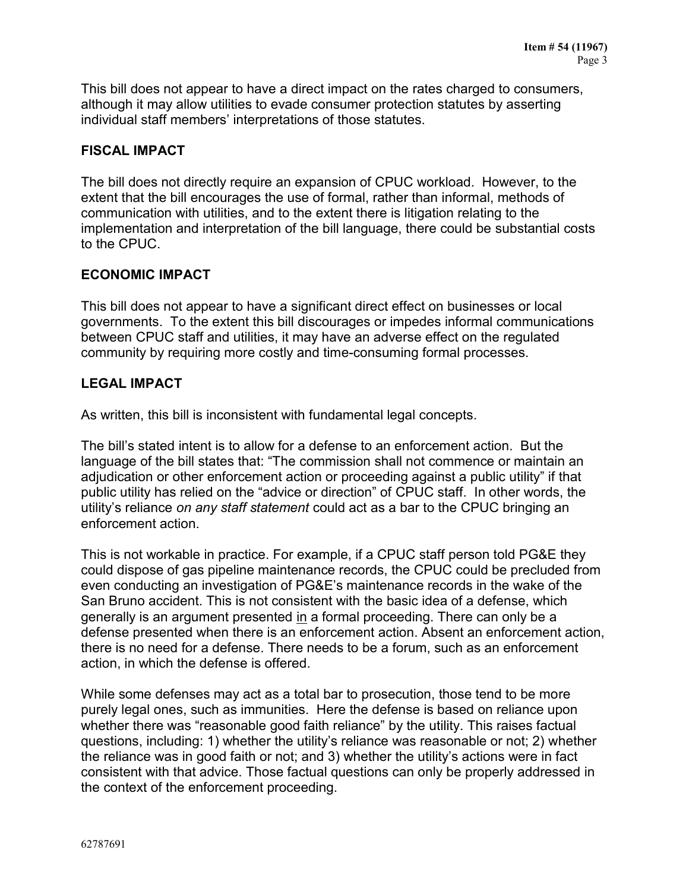This bill does not appear to have a direct impact on the rates charged to consumers, although it may allow utilities to evade consumer protection statutes by asserting individual staff members' interpretations of those statutes.

## FISCAL IMPACT

The bill does not directly require an expansion of CPUC workload. However, to the extent that the bill encourages the use of formal, rather than informal, methods of communication with utilities, and to the extent there is litigation relating to the implementation and interpretation of the bill language, there could be substantial costs to the CPUC.

## ECONOMIC IMPACT

This bill does not appear to have a significant direct effect on businesses or local governments. To the extent this bill discourages or impedes informal communications between CPUC staff and utilities, it may have an adverse effect on the regulated community by requiring more costly and time-consuming formal processes.

## LEGAL IMPACT

As written, this bill is inconsistent with fundamental legal concepts.

The bill's stated intent is to allow for a defense to an enforcement action. But the language of the bill states that: "The commission shall not commence or maintain an adjudication or other enforcement action or proceeding against a public utility" if that public utility has relied on the "advice or direction" of CPUC staff. In other words, the utility's reliance *on any staff statement* could act as a bar to the CPUC bringing an enforcement action.

This is not workable in practice. For example, if a CPUC staff person told PG&E they could dispose of gas pipeline maintenance records, the CPUC could be precluded from even conducting an investigation of PG&E's maintenance records in the wake of the San Bruno accident. This is not consistent with the basic idea of a defense, which generally is an argument presented <u>in</u> a formal proceeding. There can only be a defense presented when there is an enforcement action. Absent an enforcement action, there is no need for a defense. There needs to be a forum, such as an enforcement action, in which the defense is offered.

While some defenses may act as a total bar to prosecution, those tend to be more purely legal ones, such as immunities. Here the defense is based on reliance upon whether there was "reasonable good faith reliance" by the utility. This raises factual questions, including: 1) whether the utility's reliance was reasonable or not; 2) whether the reliance was in good faith or not; and 3) whether the utility's actions were in fact consistent with that advice. Those factual questions can only be properly addressed in the context of the enforcement proceeding.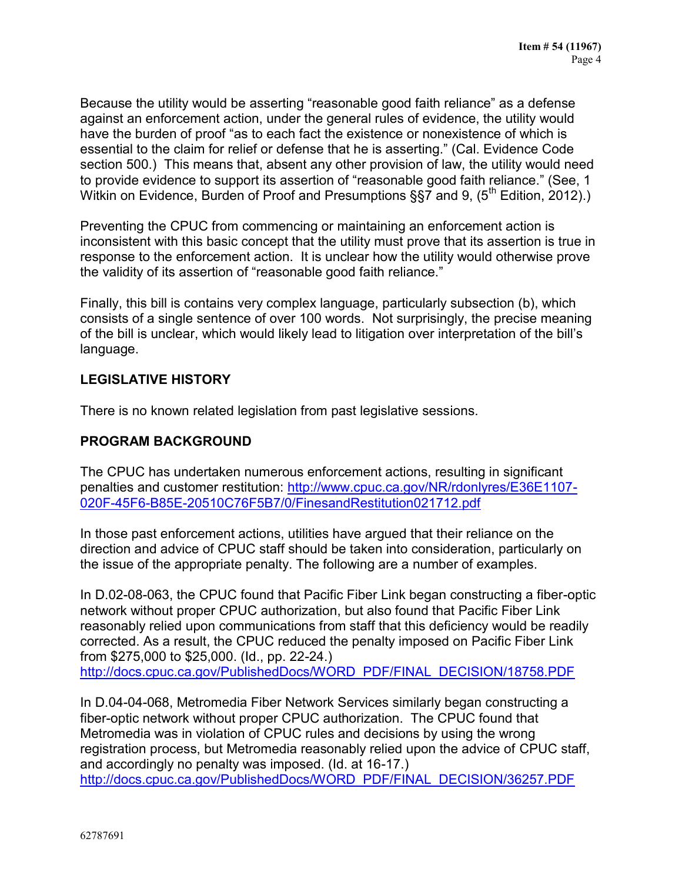Because the utility would be asserting "reasonable good faith reliance" as a defense against an enforcement action, under the general rules of evidence, the utility would have the burden of proof "as to each fact the existence or nonexistence of which is essential to the claim for relief or defense that he is asserting." (Cal. Evidence Code section 500.) This means that, absent any other provision of law, the utility would need to provide evidence to support its assertion of "reasonable good faith reliance." (See, 1 Witkin on Evidence, Burden of Proof and Presumptions §§7 and 9, (5th Edition, 2012).)

Preventing the CPUC from commencing or maintaining an enforcement action is inconsistent with this basic concept that the utility must prove that its assertion is true in response to the enforcement action. It is unclear how the utility would otherwise prove the validity of its assertion of "reasonable good faith reliance."

Finally, this bill is contains very complex language, particularly subsection (b), which consists of a single sentence of over 100 words. Not surprisingly, the precise meaning of the bill is unclear, which would likely lead to litigation over interpretation of the bill's language.

## LEGISLATIVE HISTORY

There is no known related legislation from past legislative sessions.

## PROGRAM BACKGROUND

The CPUC has undertaken numerous enforcement actions, resulting in significant penalties and customer restitution: http://www.cpuc.ca.gov/NR/rdonlyres/E36E1107-020F-45F6-B85E-20510C76F5B7/0/FinesandRestitution021712.pdf

In those past enforcement actions, utilities have argued that their reliance on the direction and advice of CPUC staff should be taken into consideration, particularly on the issue of the appropriate penalty. The following are a number of examples.

In D.02-08-063, the CPUC found that Pacific Fiber Link began constructing a fiber-optic network without proper CPUC authorization, but also found that Pacific Fiber Link reasonably relied upon communications from staff that this deficiency would be readily corrected. As a result, the CPUC reduced the penalty imposed on Pacific Fiber Link from $275,000 to $25,000. (Id., pp. 22-24.)
http://docs.cpuc.ca.gov/PublishedDocs/WORD_PDF/FINAL_DECISION/18758.PDF

In D.04-04-068, Metromedia Fiber Network Services similarly began constructing a fiber-optic network without proper CPUC authorization. The CPUC found that Metromedia was in violation of CPUC rules and decisions by using the wrong registration process, but Metromedia reasonably relied upon the advice of CPUC staff, and accordingly no penalty was imposed. (Id. at 16-17.)
http://docs.cpuc.ca.gov/PublishedDocs/WORD_PDF/FINAL_DECISION/36257.PDF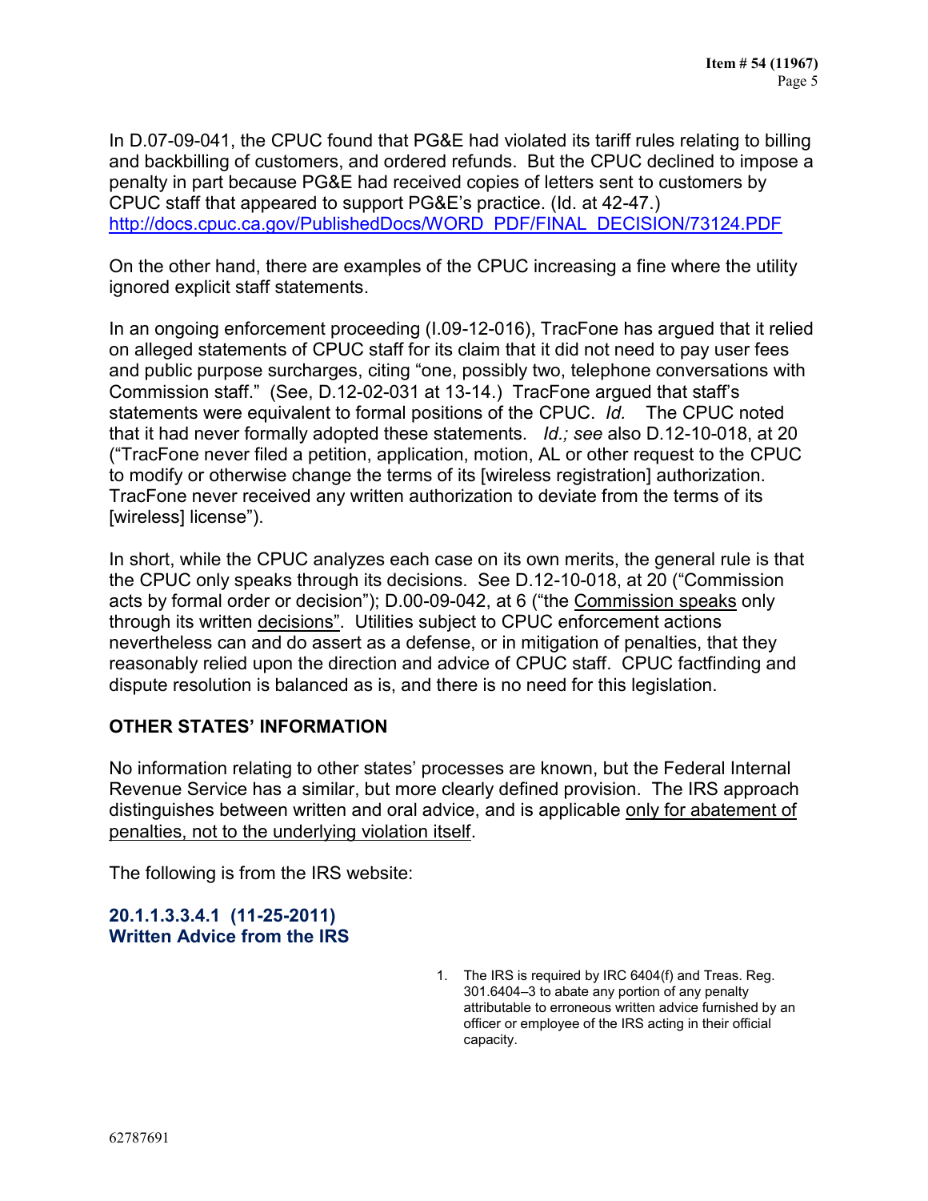In D.07-09-041, the CPUC found that PG&E had violated its tariff rules relating to billing and backbilling of customers, and ordered refunds. But the CPUC declined to impose a penalty in part because PG&E had received copies of letters sent to customers by CPUC staff that appeared to support PG&E's practice. (Id. at 42-47.) http://docs.cpuc.ca.gov/PublishedDocs/WORD_PDF/FINAL_DECISION/73124.PDF

On the other hand, there are examples of the CPUC increasing a fine where the utility ignored explicit staff statements.

In an ongoing enforcement proceeding (I.09-12-016), TracFone has argued that it relied on alleged statements of CPUC staff for its claim that it did not need to pay user fees and public purpose surcharges, citing "one, possibly two, telephone conversations with Commission staff." (See, D.12-02-031 at 13-14.) TracFone argued that staff's statements were equivalent to formal positions of the CPUC. *Id.* The CPUC noted that it had never formally adopted these statements. *Id.; see* also D.12-10-018, at 20 ("TracFone never filed a petition, application, motion, AL or other request to the CPUC to modify or otherwise change the terms of its [wireless registration] authorization. TracFone never received any written authorization to deviate from the terms of its [wireless] license").

In short, while the CPUC analyzes each case on its own merits, the general rule is that the CPUC only speaks through its decisions. See D.12-10-018, at 20 ("Commission acts by formal order or decision"); D.00-09-042, at 6 ("the <u>Commission speaks</u> only through its written <u>decisions"</u>. Utilities subject to CPUC enforcement actions nevertheless can and do assert as a defense, or in mitigation of penalties, that they reasonably relied upon the direction and advice of CPUC staff. CPUC factfinding and dispute resolution is balanced as is, and there is no need for this legislation.

## OTHER STATES' INFORMATION

No information relating to other states' processes are known, but the Federal Internal Revenue Service has a similar, but more clearly defined provision. The IRS approach distinguishes between written and oral advice, and is applicable <u>only for abatement of penalties, not to the underlying violation itself</u>.

The following is from the IRS website:

### 20.1.1.3.3.4.1 (11-25-2011)
### Written Advice from the IRS

1. The IRS is required by IRC 6404(f) and Treas. Reg. 301.6404–3 to abate any portion of any penalty attributable to erroneous written advice furnished by an officer or employee of the IRS acting in their official capacity.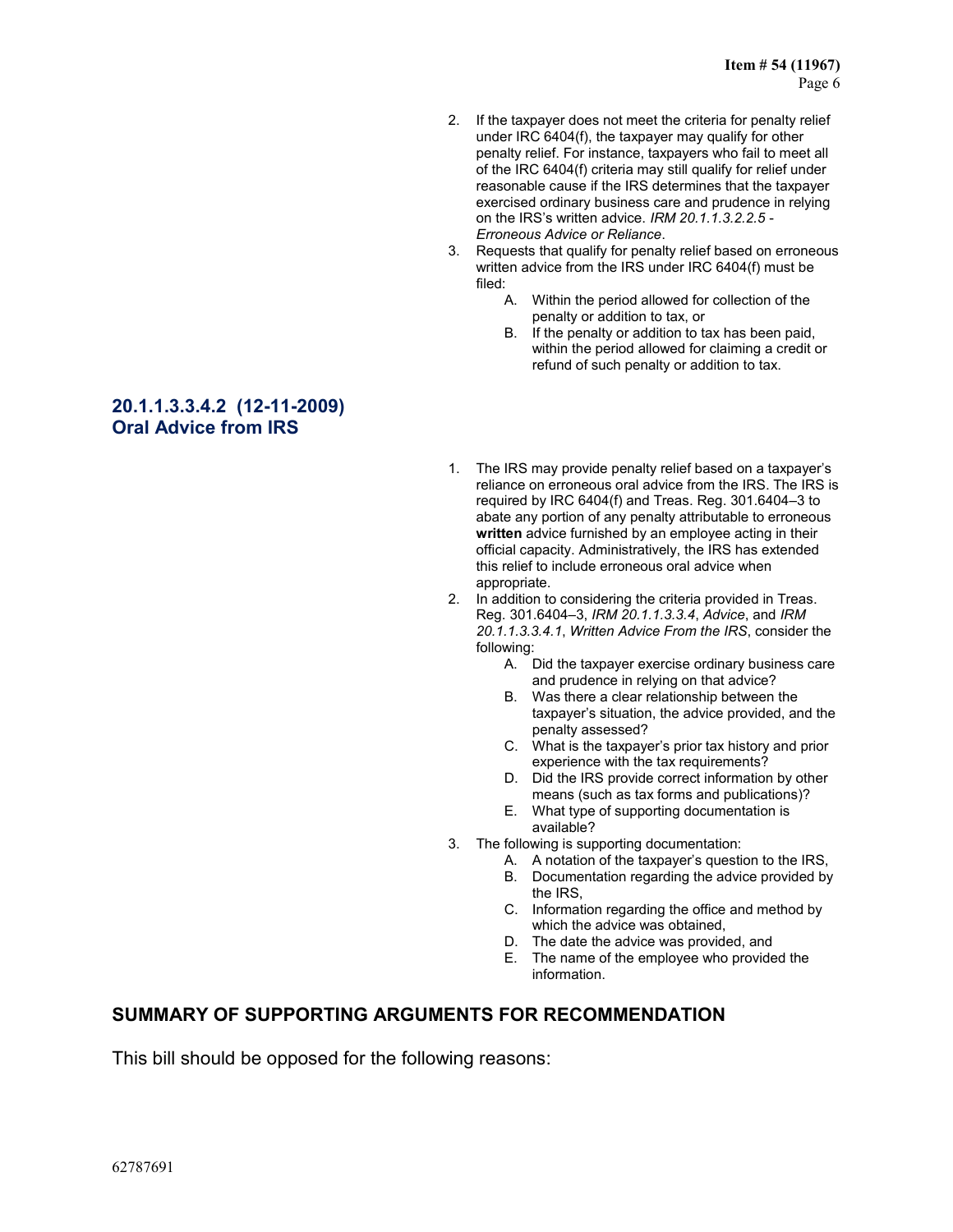2. If the taxpayer does not meet the criteria for penalty relief under IRC 6404(f), the taxpayer may qualify for other penalty relief. For instance, taxpayers who fail to meet all of the IRC 6404(f) criteria may still qualify for relief under reasonable cause if the IRS determines that the taxpayer exercised ordinary business care and prudence in relying on the IRS's written advice. *IRM 20.1.1.3.2.2.5 - Erroneous Advice or Reliance*.
3. Requests that qualify for penalty relief based on erroneous written advice from the IRS under IRC 6404(f) must be filed:
   - A. Within the period allowed for collection of the penalty or addition to tax, or
   - B. If the penalty or addition to tax has been paid, within the period allowed for claiming a credit or refund of such penalty or addition to tax.

### 20.1.1.3.3.4.2 (12-11-2009) Oral Advice from IRS

1. The IRS may provide penalty relief based on a taxpayer's reliance on erroneous oral advice from the IRS. The IRS is required by IRC 6404(f) and Treas. Reg. 301.6404–3 to abate any portion of any penalty attributable to erroneous **written** advice furnished by an employee acting in their official capacity. Administratively, the IRS has extended this relief to include erroneous oral advice when appropriate.
2. In addition to considering the criteria provided in Treas. Reg. 301.6404–3, *IRM 20.1.1.3.3.4*, *Advice*, and *IRM 20.1.1.3.3.4.1*, *Written Advice From the IRS*, consider the following:
   - A. Did the taxpayer exercise ordinary business care and prudence in relying on that advice?
   - B. Was there a clear relationship between the taxpayer's situation, the advice provided, and the penalty assessed?
   - C. What is the taxpayer's prior tax history and prior experience with the tax requirements?
   - D. Did the IRS provide correct information by other means (such as tax forms and publications)?
   - E. What type of supporting documentation is available?
3. The following is supporting documentation:
   - A. A notation of the taxpayer's question to the IRS,
   - B. Documentation regarding the advice provided by the IRS,
   - C. Information regarding the office and method by which the advice was obtained,
   - D. The date the advice was provided, and
   - E. The name of the employee who provided the information.

## SUMMARY OF SUPPORTING ARGUMENTS FOR RECOMMENDATION

This bill should be opposed for the following reasons: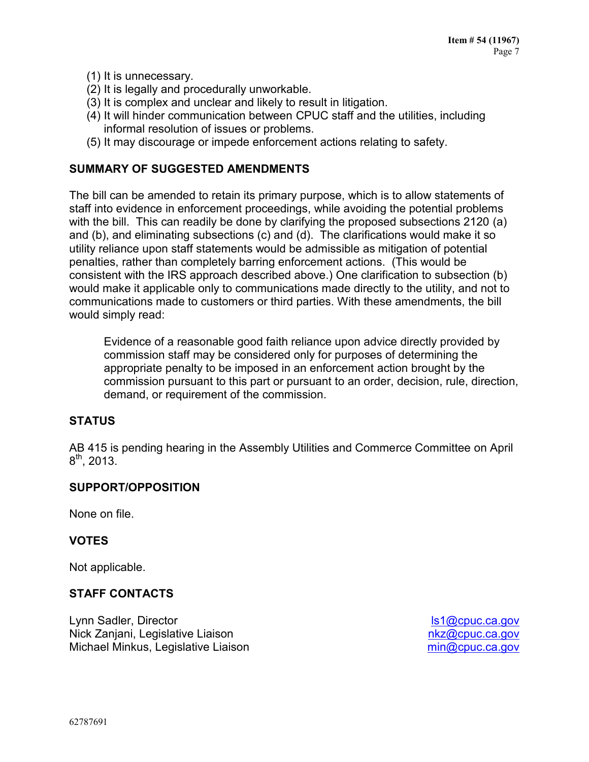(1) It is unnecessary.
(2) It is legally and procedurally unworkable.
(3) It is complex and unclear and likely to result in litigation.
(4) It will hinder communication between CPUC staff and the utilities, including informal resolution of issues or problems.
(5) It may discourage or impede enforcement actions relating to safety.

## SUMMARY OF SUGGESTED AMENDMENTS

The bill can be amended to retain its primary purpose, which is to allow statements of staff into evidence in enforcement proceedings, while avoiding the potential problems with the bill. This can readily be done by clarifying the proposed subsections 2120 (a) and (b), and eliminating subsections (c) and (d). The clarifications would make it so utility reliance upon staff statements would be admissible as mitigation of potential penalties, rather than completely barring enforcement actions. (This would be consistent with the IRS approach described above.) One clarification to subsection (b) would make it applicable only to communications made directly to the utility, and not to communications made to customers or third parties. With these amendments, the bill would simply read:

> Evidence of a reasonable good faith reliance upon advice directly provided by commission staff may be considered only for purposes of determining the appropriate penalty to be imposed in an enforcement action brought by the commission pursuant to this part or pursuant to an order, decision, rule, direction, demand, or requirement of the commission.

## STATUS

AB 415 is pending hearing in the Assembly Utilities and Commerce Committee on April 8th, 2013.

## SUPPORT/OPPOSITION

None on file.

## VOTES

Not applicable.

## STAFF CONTACTS

| | |
|---|---|
| Lynn Sadler, Director | ls1@cpuc.ca.gov |
| Nick Zanjani, Legislative Liaison | nkz@cpuc.ca.gov |
| Michael Minkus, Legislative Liaison | min@cpuc.ca.gov |

62787691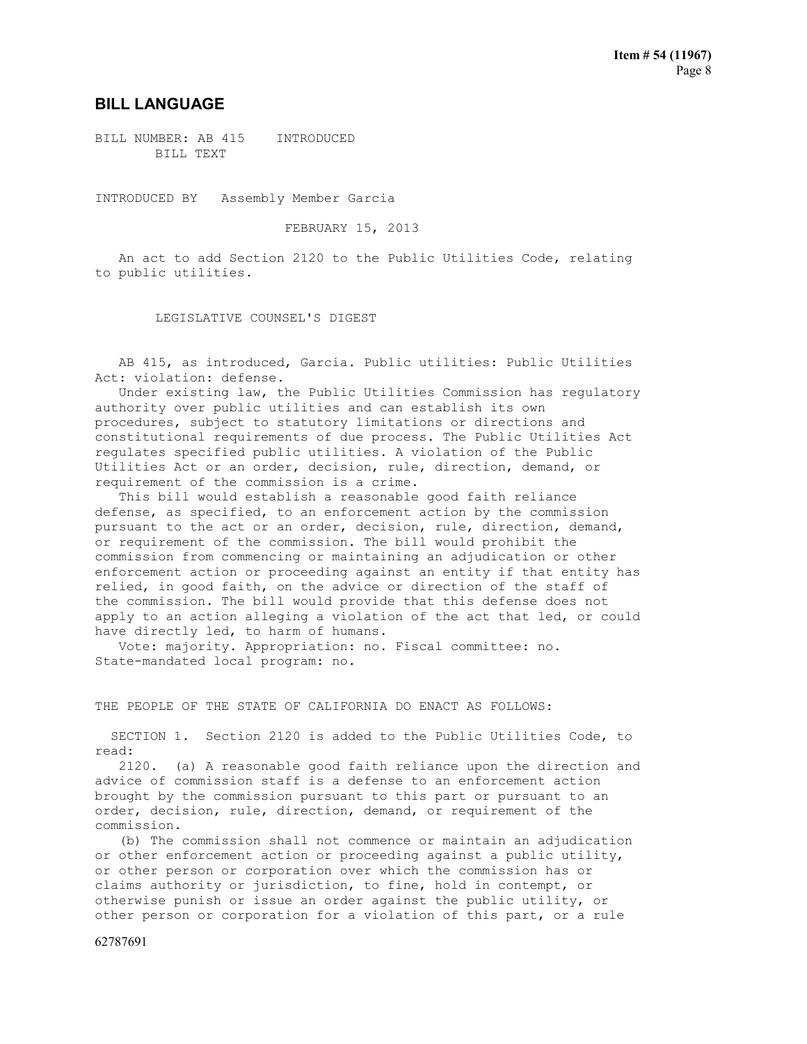## BILL LANGUAGE

BILL NUMBER: AB 415 INTRODUCED
BILL TEXT

INTRODUCED BY Assembly Member Garcia

FEBRUARY 15, 2013

An act to add Section 2120 to the Public Utilities Code, relating to public utilities.

LEGISLATIVE COUNSEL'S DIGEST

AB 415, as introduced, Garcia. Public utilities: Public Utilities Act: violation: defense.

Under existing law, the Public Utilities Commission has regulatory authority over public utilities and can establish its own procedures, subject to statutory limitations or directions and constitutional requirements of due process. The Public Utilities Act regulates specified public utilities. A violation of the Public Utilities Act or an order, decision, rule, direction, demand, or requirement of the commission is a crime.

This bill would establish a reasonable good faith reliance defense, as specified, to an enforcement action by the commission pursuant to the act or an order, decision, rule, direction, demand, or requirement of the commission. The bill would prohibit the commission from commencing or maintaining an adjudication or other enforcement action or proceeding against an entity if that entity has relied, in good faith, on the advice or direction of the staff of the commission. The bill would provide that this defense does not apply to an action alleging a violation of the act that led, or could have directly led, to harm of humans.

Vote: majority. Appropriation: no. Fiscal committee: no. State-mandated local program: no.

THE PEOPLE OF THE STATE OF CALIFORNIA DO ENACT AS FOLLOWS:

SECTION 1. Section 2120 is added to the Public Utilities Code, to read:

2120. (a) A reasonable good faith reliance upon the direction and advice of commission staff is a defense to an enforcement action brought by the commission pursuant to this part or pursuant to an order, decision, rule, direction, demand, or requirement of the commission.

(b) The commission shall not commence or maintain an adjudication or other enforcement action or proceeding against a public utility, or other person or corporation over which the commission has or claims authority or jurisdiction, to fine, hold in contempt, or otherwise punish or issue an order against the public utility, or other person or corporation for a violation of this part, or a rule

62787691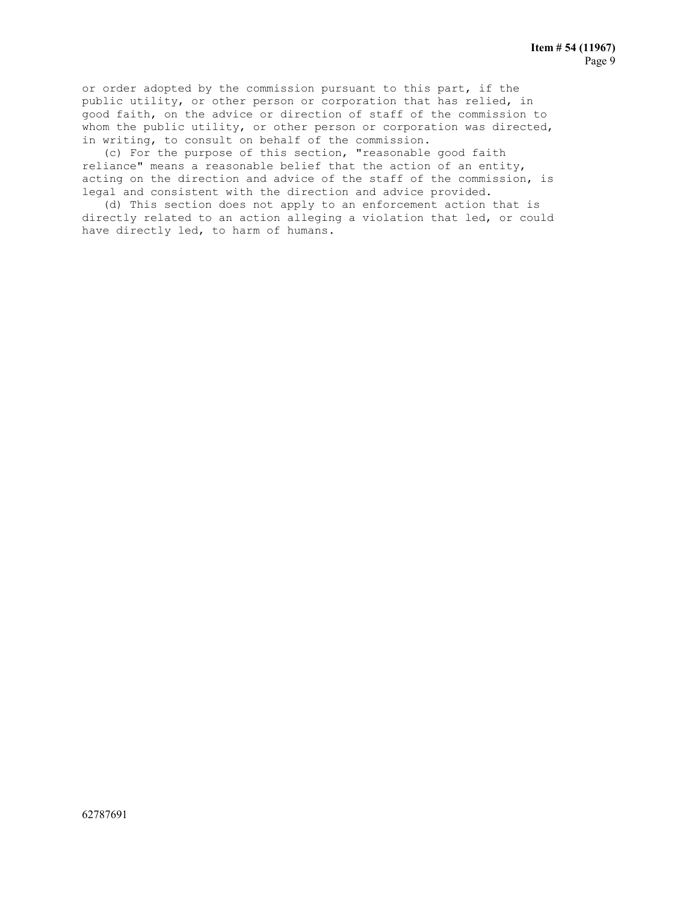or order adopted by the commission pursuant to this part, if the public utility, or other person or corporation that has relied, in good faith, on the advice or direction of staff of the commission to whom the public utility, or other person or corporation was directed, in writing, to consult on behalf of the commission.

(c) For the purpose of this section, "reasonable good faith reliance" means a reasonable belief that the action of an entity, acting on the direction and advice of the staff of the commission, is legal and consistent with the direction and advice provided.

(d) This section does not apply to an enforcement action that is directly related to an action alleging a violation that led, or could have directly led, to harm of humans.